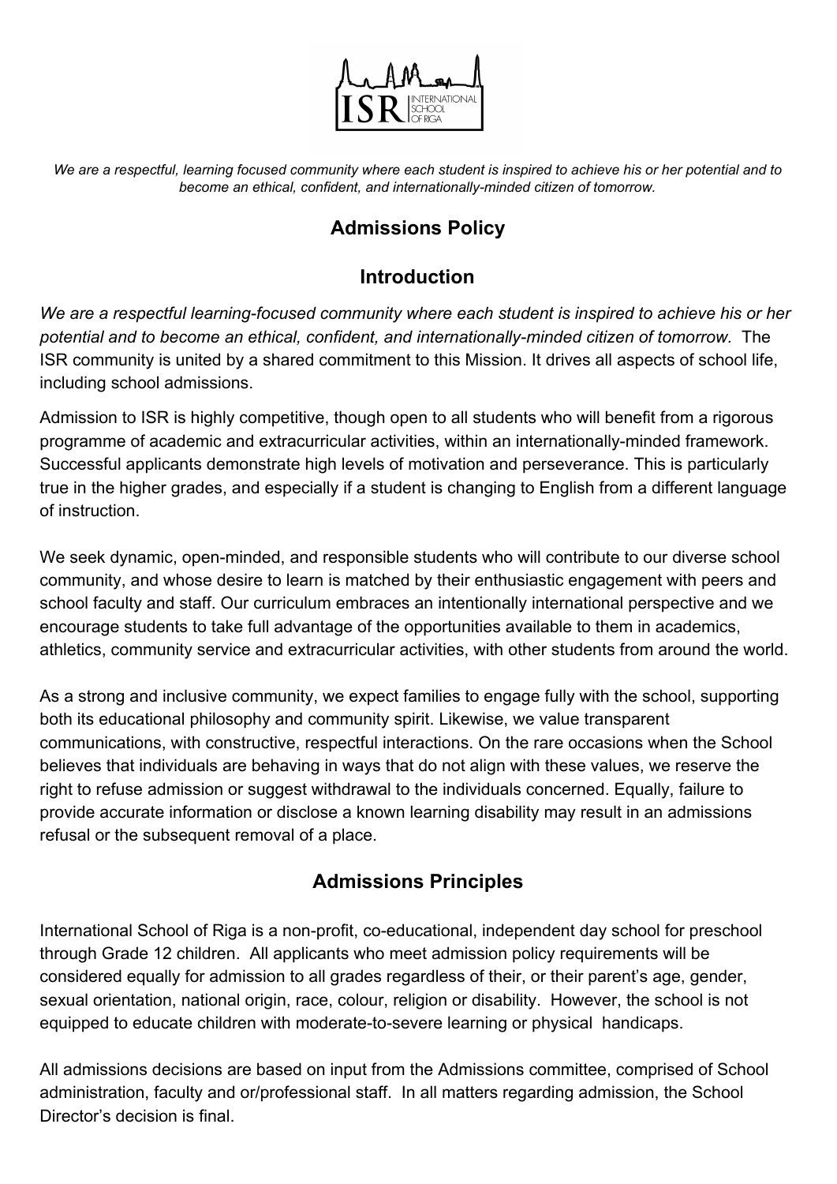*We are a respectful, learning focused community where each student is inspired to achieve his or her potential and to become an ethical, confident, and internationally-minded citizen of tomorrow.*

# Admissions Policy

## Introduction

*We are a respectful learning-focused community where each student is inspired to achieve his or her potential and to become an ethical, confident, and internationally-minded citizen of tomorrow.* The ISR community is united by a shared commitment to this Mission. It drives all aspects of school life, including school admissions.

Admission to ISR is highly competitive, though open to all students who will benefit from a rigorous programme of academic and extracurricular activities, within an internationally-minded framework. Successful applicants demonstrate high levels of motivation and perseverance. This is particularly true in the higher grades, and especially if a student is changing to English from a different language of instruction.

We seek dynamic, open-minded, and responsible students who will contribute to our diverse school community, and whose desire to learn is matched by their enthusiastic engagement with peers and school faculty and staff. Our curriculum embraces an intentionally international perspective and we encourage students to take full advantage of the opportunities available to them in academics, athletics, community service and extracurricular activities, with other students from around the world.

As a strong and inclusive community, we expect families to engage fully with the school, supporting both its educational philosophy and community spirit. Likewise, we value transparent communications, with constructive, respectful interactions. On the rare occasions when the School believes that individuals are behaving in ways that do not align with these values, we reserve the right to refuse admission or suggest withdrawal to the individuals concerned. Equally, failure to provide accurate information or disclose a known learning disability may result in an admissions refusal or the subsequent removal of a place.

## Admissions Principles

International School of Riga is a non-profit, co-educational, independent day school for preschool through Grade 12 children. All applicants who meet admission policy requirements will be considered equally for admission to all grades regardless of their, or their parent's age, gender, sexual orientation, national origin, race, colour, religion or disability. However, the school is not equipped to educate children with moderate-to-severe learning or physical handicaps.

All admissions decisions are based on input from the Admissions committee, comprised of School administration, faculty and or/professional staff. In all matters regarding admission, the School Director's decision is final.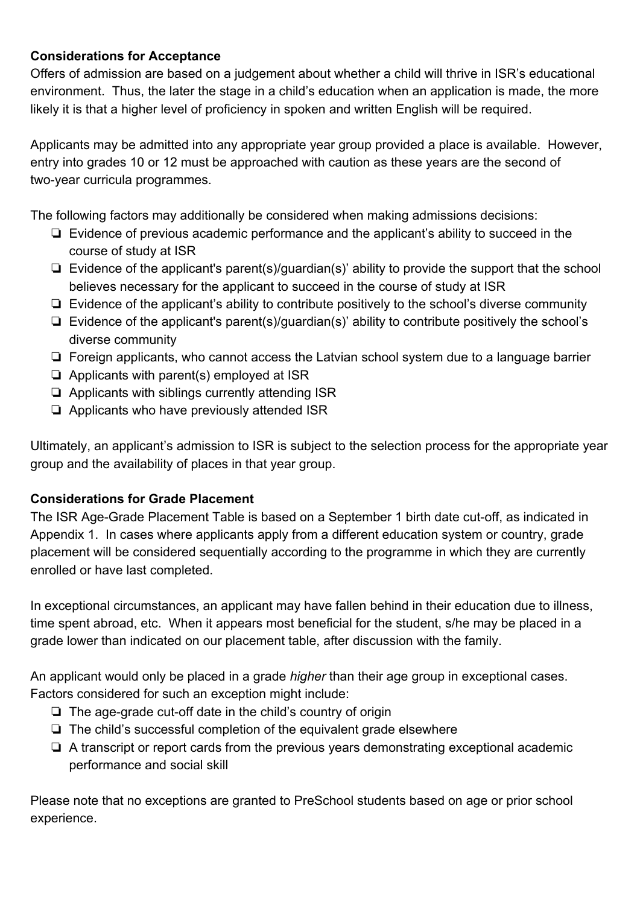**Considerations for Acceptance**

Offers of admission are based on a judgement about whether a child will thrive in ISR's educational environment. Thus, the later the stage in a child's education when an application is made, the more likely it is that a higher level of proficiency in spoken and written English will be required.

Applicants may be admitted into any appropriate year group provided a place is available. However, entry into grades 10 or 12 must be approached with caution as these years are the second of two-year curricula programmes.

The following factors may additionally be considered when making admissions decisions:

- Evidence of previous academic performance and the applicant's ability to succeed in the course of study at ISR
- Evidence of the applicant's parent(s)/guardian(s)' ability to provide the support that the school believes necessary for the applicant to succeed in the course of study at ISR
- Evidence of the applicant's ability to contribute positively to the school's diverse community
- Evidence of the applicant's parent(s)/guardian(s)' ability to contribute positively the school's diverse community
- Foreign applicants, who cannot access the Latvian school system due to a language barrier
- Applicants with parent(s) employed at ISR
- Applicants with siblings currently attending ISR
- Applicants who have previously attended ISR

Ultimately, an applicant's admission to ISR is subject to the selection process for the appropriate year group and the availability of places in that year group.

**Considerations for Grade Placement**

The ISR Age-Grade Placement Table is based on a September 1 birth date cut-off, as indicated in Appendix 1. In cases where applicants apply from a different education system or country, grade placement will be considered sequentially according to the programme in which they are currently enrolled or have last completed.

In exceptional circumstances, an applicant may have fallen behind in their education due to illness, time spent abroad, etc. When it appears most beneficial for the student, s/he may be placed in a grade lower than indicated on our placement table, after discussion with the family.

An applicant would only be placed in a grade *higher* than their age group in exceptional cases. Factors considered for such an exception might include:

- The age-grade cut-off date in the child's country of origin
- The child's successful completion of the equivalent grade elsewhere
- A transcript or report cards from the previous years demonstrating exceptional academic performance and social skill

Please note that no exceptions are granted to PreSchool students based on age or prior school experience.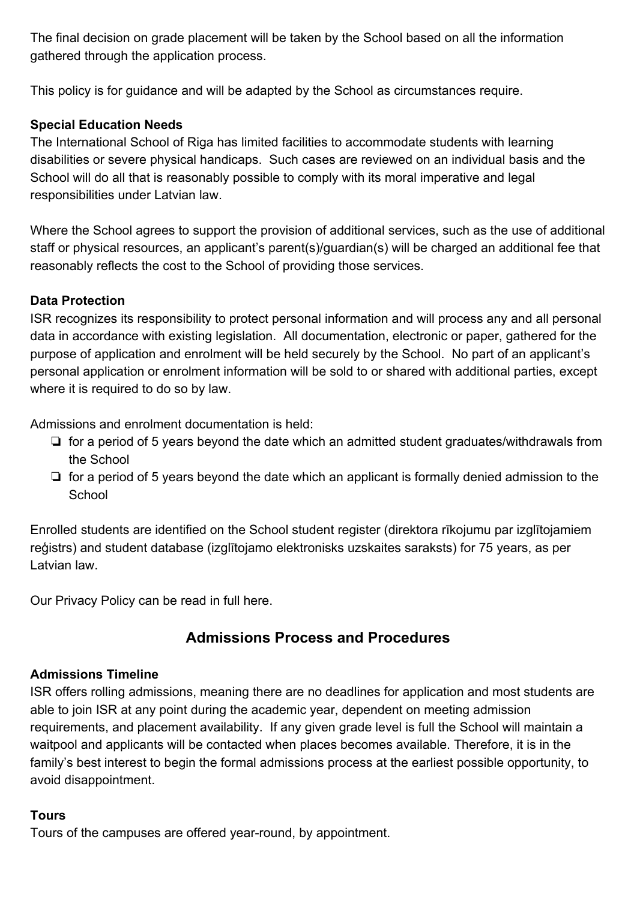The final decision on grade placement will be taken by the School based on all the information gathered through the application process.

This policy is for guidance and will be adapted by the School as circumstances require.

**Special Education Needs**

The International School of Riga has limited facilities to accommodate students with learning disabilities or severe physical handicaps. Such cases are reviewed on an individual basis and the School will do all that is reasonably possible to comply with its moral imperative and legal responsibilities under Latvian law.

Where the School agrees to support the provision of additional services, such as the use of additional staff or physical resources, an applicant's parent(s)/guardian(s) will be charged an additional fee that reasonably reflects the cost to the School of providing those services.

**Data Protection**

ISR recognizes its responsibility to protect personal information and will process any and all personal data in accordance with existing legislation. All documentation, electronic or paper, gathered for the purpose of application and enrolment will be held securely by the School. No part of an applicant's personal application or enrolment information will be sold to or shared with additional parties, except where it is required to do so by law.

Admissions and enrolment documentation is held:

- for a period of 5 years beyond the date which an admitted student graduates/withdrawals from the School
- for a period of 5 years beyond the date which an applicant is formally denied admission to the School

Enrolled students are identified on the School student register (direktora rīkojumu par izglītojamiem reģistrs) and student database (izglītojamo elektronisks uzskaites saraksts) for 75 years, as per Latvian law.

Our Privacy Policy can be read in full here.

## Admissions Process and Procedures

**Admissions Timeline**

ISR offers rolling admissions, meaning there are no deadlines for application and most students are able to join ISR at any point during the academic year, dependent on meeting admission requirements, and placement availability. If any given grade level is full the School will maintain a waitpool and applicants will be contacted when places becomes available. Therefore, it is in the family's best interest to begin the formal admissions process at the earliest possible opportunity, to avoid disappointment.

**Tours**

Tours of the campuses are offered year-round, by appointment.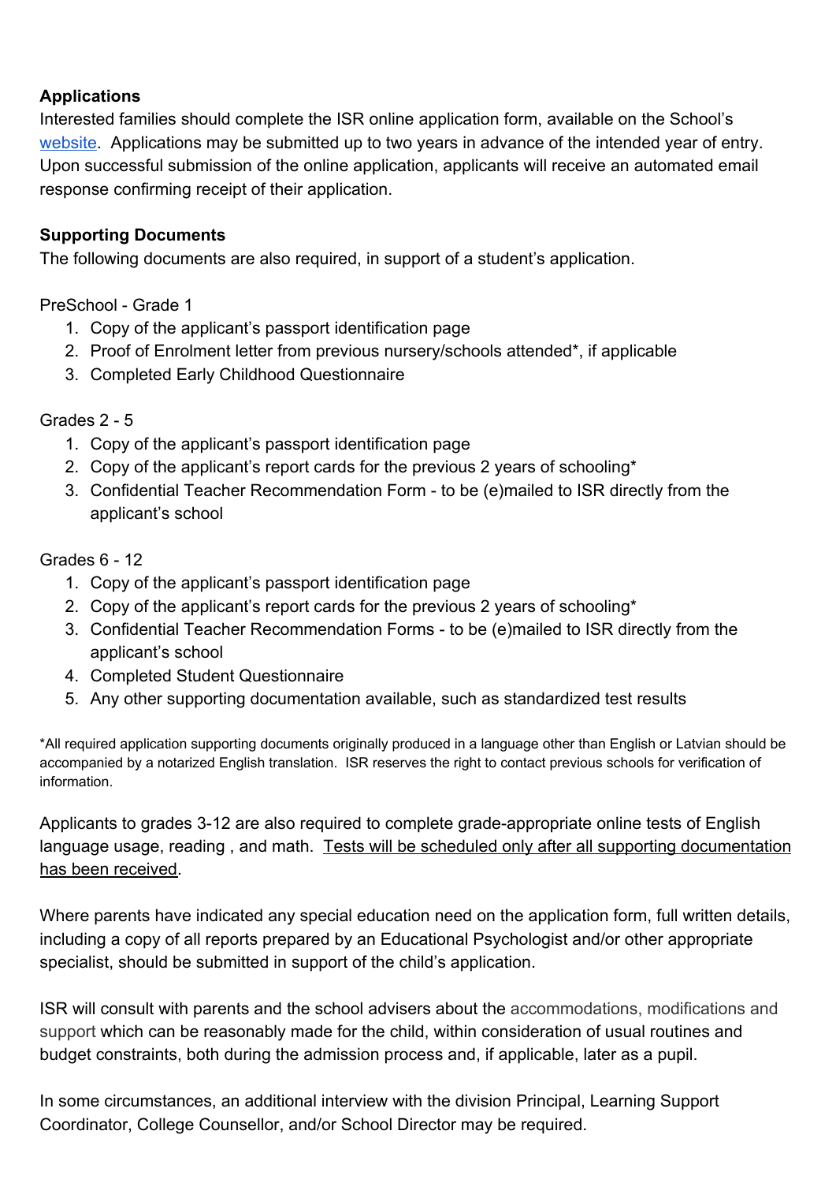**Applications**

Interested families should complete the ISR online application form, available on the School's website. Applications may be submitted up to two years in advance of the intended year of entry. Upon successful submission of the online application, applicants will receive an automated email response confirming receipt of their application.

**Supporting Documents**

The following documents are also required, in support of a student's application.

PreSchool - Grade 1

1. Copy of the applicant's passport identification page
2. Proof of Enrolment letter from previous nursery/schools attended*, if applicable
3. Completed Early Childhood Questionnaire

Grades 2 - 5

1. Copy of the applicant's passport identification page
2. Copy of the applicant's report cards for the previous 2 years of schooling*
3. Confidential Teacher Recommendation Form - to be (e)mailed to ISR directly from the applicant's school

Grades 6 - 12

1. Copy of the applicant's passport identification page
2. Copy of the applicant's report cards for the previous 2 years of schooling*
3. Confidential Teacher Recommendation Forms - to be (e)mailed to ISR directly from the applicant's school
4. Completed Student Questionnaire
5. Any other supporting documentation available, such as standardized test results

*All required application supporting documents originally produced in a language other than English or Latvian should be accompanied by a notarized English translation. ISR reserves the right to contact previous schools for verification of information.

Applicants to grades 3-12 are also required to complete grade-appropriate online tests of English language usage, reading , and math. Tests will be scheduled only after all supporting documentation has been received.

Where parents have indicated any special education need on the application form, full written details, including a copy of all reports prepared by an Educational Psychologist and/or other appropriate specialist, should be submitted in support of the child's application.

ISR will consult with parents and the school advisers about the accommodations, modifications and support which can be reasonably made for the child, within consideration of usual routines and budget constraints, both during the admission process and, if applicable, later as a pupil.

In some circumstances, an additional interview with the division Principal, Learning Support Coordinator, College Counsellor, and/or School Director may be required.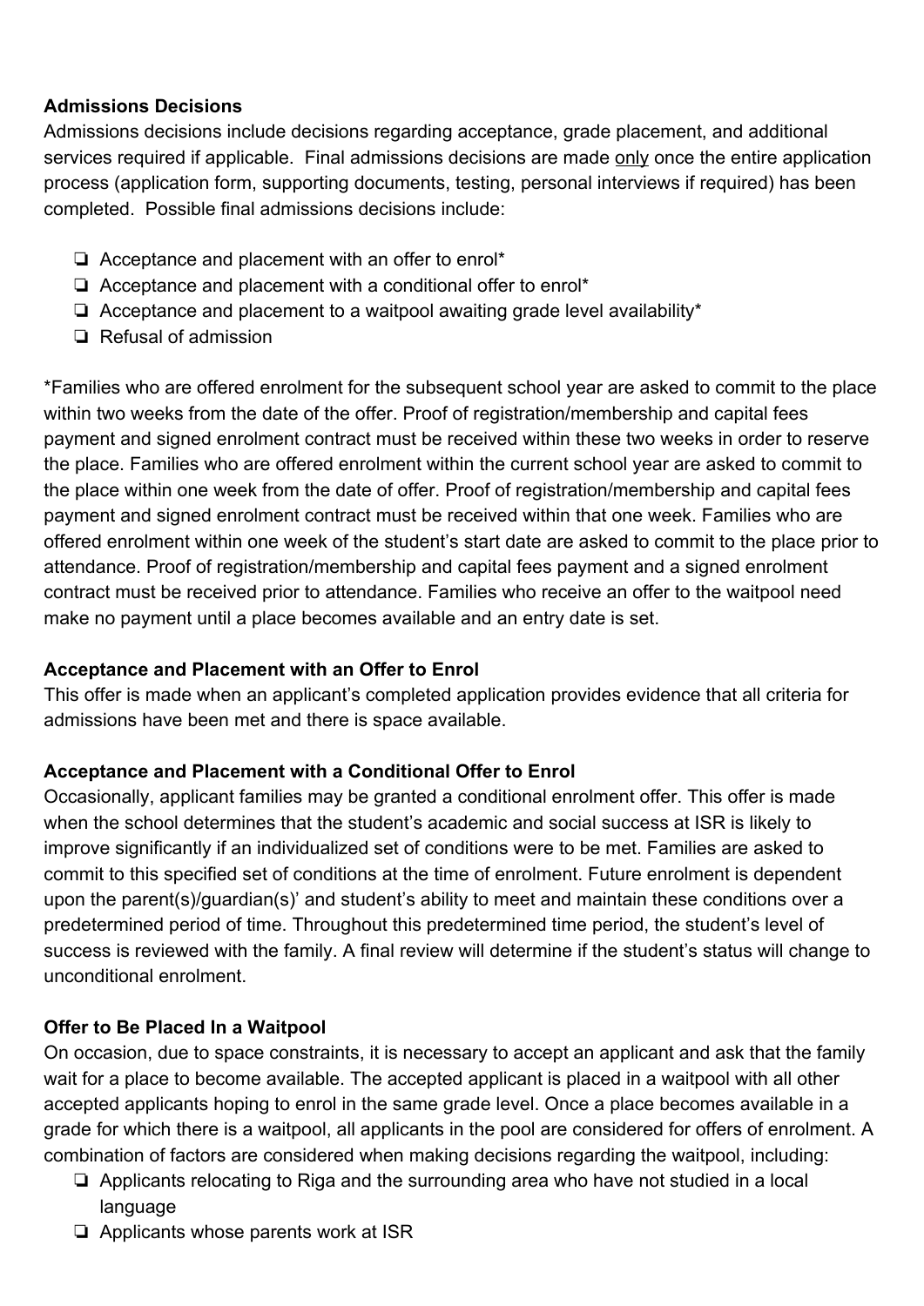**Admissions Decisions**

Admissions decisions include decisions regarding acceptance, grade placement, and additional services required if applicable. Final admissions decisions are made only once the entire application process (application form, supporting documents, testing, personal interviews if required) has been completed. Possible final admissions decisions include:

- ❏ Acceptance and placement with an offer to enrol*
- ❏ Acceptance and placement with a conditional offer to enrol*
- ❏ Acceptance and placement to a waitpool awaiting grade level availability*
- ❏ Refusal of admission

*Families who are offered enrolment for the subsequent school year are asked to commit to the place within two weeks from the date of the offer. Proof of registration/membership and capital fees payment and signed enrolment contract must be received within these two weeks in order to reserve the place. Families who are offered enrolment within the current school year are asked to commit to the place within one week from the date of offer. Proof of registration/membership and capital fees payment and signed enrolment contract must be received within that one week. Families who are offered enrolment within one week of the student's start date are asked to commit to the place prior to attendance. Proof of registration/membership and capital fees payment and a signed enrolment contract must be received prior to attendance. Families who receive an offer to the waitpool need make no payment until a place becomes available and an entry date is set.

**Acceptance and Placement with an Offer to Enrol**

This offer is made when an applicant's completed application provides evidence that all criteria for admissions have been met and there is space available.

**Acceptance and Placement with a Conditional Offer to Enrol**

Occasionally, applicant families may be granted a conditional enrolment offer. This offer is made when the school determines that the student's academic and social success at ISR is likely to improve significantly if an individualized set of conditions were to be met. Families are asked to commit to this specified set of conditions at the time of enrolment. Future enrolment is dependent upon the parent(s)/guardian(s)' and student's ability to meet and maintain these conditions over a predetermined period of time. Throughout this predetermined time period, the student's level of success is reviewed with the family. A final review will determine if the student's status will change to unconditional enrolment.

**Offer to Be Placed In a Waitpool**

On occasion, due to space constraints, it is necessary to accept an applicant and ask that the family wait for a place to become available. The accepted applicant is placed in a waitpool with all other accepted applicants hoping to enrol in the same grade level. Once a place becomes available in a grade for which there is a waitpool, all applicants in the pool are considered for offers of enrolment. A combination of factors are considered when making decisions regarding the waitpool, including:

- ❏ Applicants relocating to Riga and the surrounding area who have not studied in a local language
- ❏ Applicants whose parents work at ISR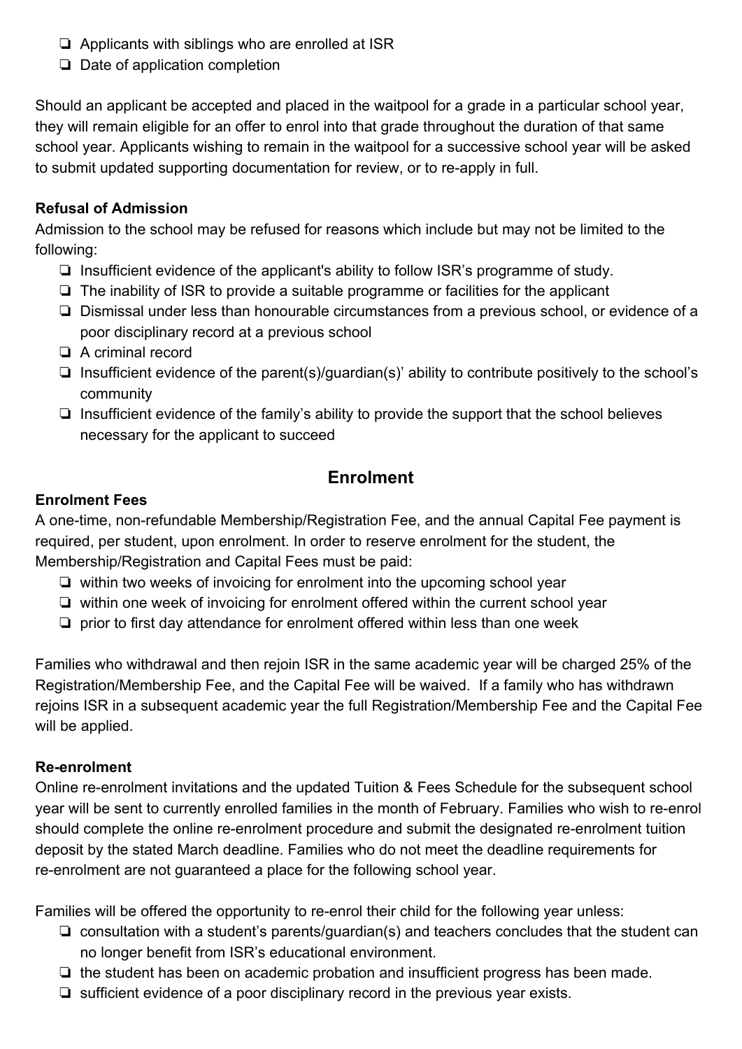- Applicants with siblings who are enrolled at ISR
- Date of application completion

Should an applicant be accepted and placed in the waitpool for a grade in a particular school year, they will remain eligible for an offer to enrol into that grade throughout the duration of that same school year. Applicants wishing to remain in the waitpool for a successive school year will be asked to submit updated supporting documentation for review, or to re-apply in full.

**Refusal of Admission**

Admission to the school may be refused for reasons which include but may not be limited to the following:

- Insufficient evidence of the applicant's ability to follow ISR's programme of study.
- The inability of ISR to provide a suitable programme or facilities for the applicant
- Dismissal under less than honourable circumstances from a previous school, or evidence of a poor disciplinary record at a previous school
- A criminal record
- Insufficient evidence of the parent(s)/guardian(s)' ability to contribute positively to the school's community
- Insufficient evidence of the family's ability to provide the support that the school believes necessary for the applicant to succeed

## Enrolment

**Enrolment Fees**

A one-time, non-refundable Membership/Registration Fee, and the annual Capital Fee payment is required, per student, upon enrolment. In order to reserve enrolment for the student, the Membership/Registration and Capital Fees must be paid:

- within two weeks of invoicing for enrolment into the upcoming school year
- within one week of invoicing for enrolment offered within the current school year
- prior to first day attendance for enrolment offered within less than one week

Families who withdrawal and then rejoin ISR in the same academic year will be charged 25% of the Registration/Membership Fee, and the Capital Fee will be waived. If a family who has withdrawn rejoins ISR in a subsequent academic year the full Registration/Membership Fee and the Capital Fee will be applied.

**Re-enrolment**

Online re-enrolment invitations and the updated Tuition & Fees Schedule for the subsequent school year will be sent to currently enrolled families in the month of February. Families who wish to re-enrol should complete the online re-enrolment procedure and submit the designated re-enrolment tuition deposit by the stated March deadline. Families who do not meet the deadline requirements for re-enrolment are not guaranteed a place for the following school year.

Families will be offered the opportunity to re-enrol their child for the following year unless:

- consultation with a student's parents/guardian(s) and teachers concludes that the student can no longer benefit from ISR's educational environment.
- the student has been on academic probation and insufficient progress has been made.
- sufficient evidence of a poor disciplinary record in the previous year exists.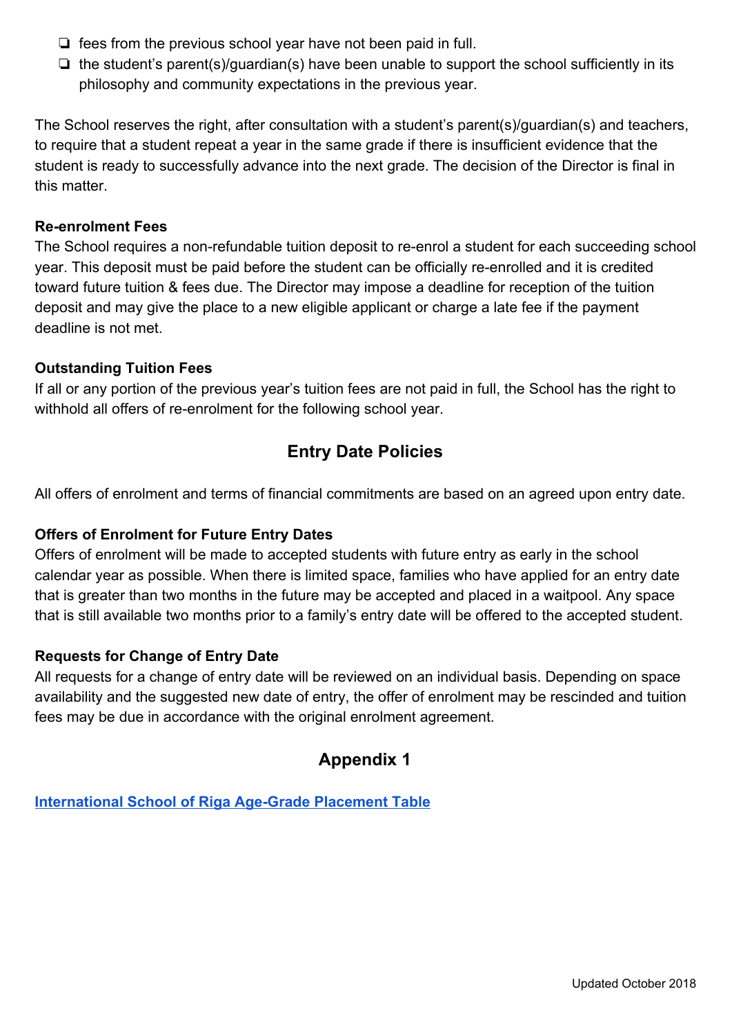- ❏ fees from the previous school year have not been paid in full.
- ❏ the student's parent(s)/guardian(s) have been unable to support the school sufficiently in its philosophy and community expectations in the previous year.

The School reserves the right, after consultation with a student's parent(s)/guardian(s) and teachers, to require that a student repeat a year in the same grade if there is insufficient evidence that the student is ready to successfully advance into the next grade. The decision of the Director is final in this matter.

**Re-enrolment Fees**

The School requires a non-refundable tuition deposit to re-enrol a student for each succeeding school year. This deposit must be paid before the student can be officially re-enrolled and it is credited toward future tuition & fees due. The Director may impose a deadline for reception of the tuition deposit and may give the place to a new eligible applicant or charge a late fee if the payment deadline is not met.

**Outstanding Tuition Fees**

If all or any portion of the previous year's tuition fees are not paid in full, the School has the right to withhold all offers of re-enrolment for the following school year.

## Entry Date Policies

All offers of enrolment and terms of financial commitments are based on an agreed upon entry date.

**Offers of Enrolment for Future Entry Dates**

Offers of enrolment will be made to accepted students with future entry as early in the school calendar year as possible. When there is limited space, families who have applied for an entry date that is greater than two months in the future may be accepted and placed in a waitpool. Any space that is still available two months prior to a family's entry date will be offered to the accepted student.

**Requests for Change of Entry Date**

All requests for a change of entry date will be reviewed on an individual basis. Depending on space availability and the suggested new date of entry, the offer of enrolment may be rescinded and tuition fees may be due in accordance with the original enrolment agreement.

## Appendix 1

International School of Riga Age-Grade Placement Table

Updated October 2018